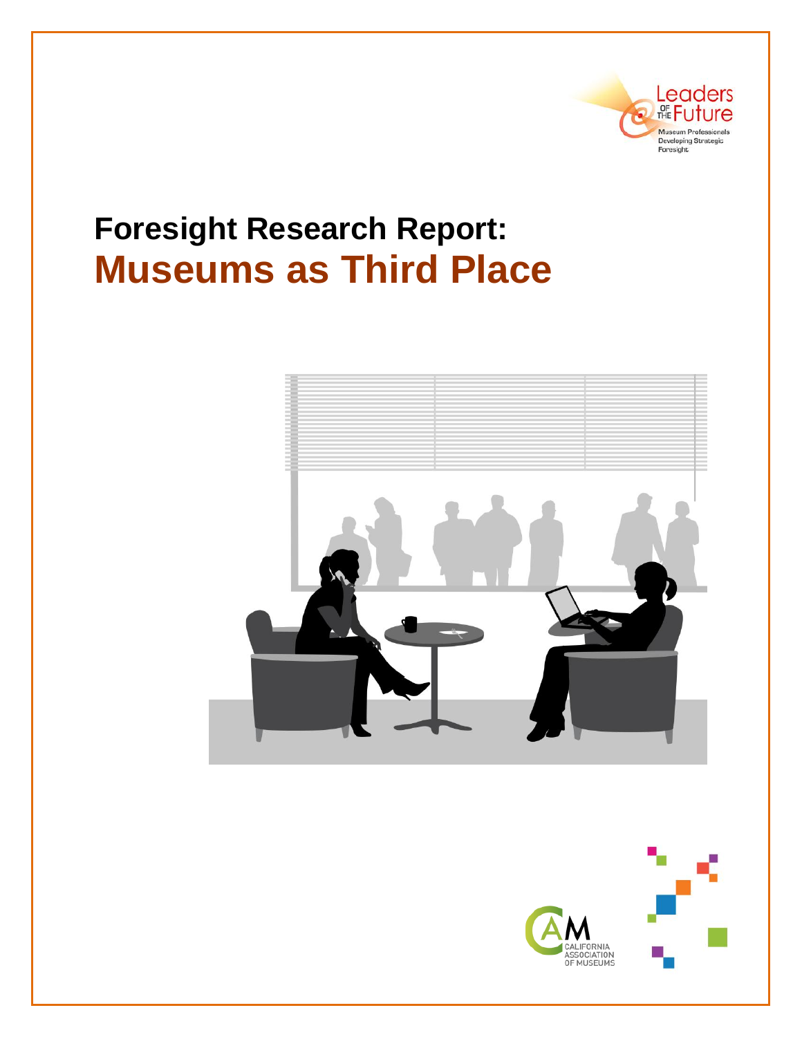Leaders of the Future

Museum Professionals Developing Strategic Foresight

# Foresight Research Report:

# Museums as Third Place

CALIFORNIA ASSOCIATION OF MUSEUMS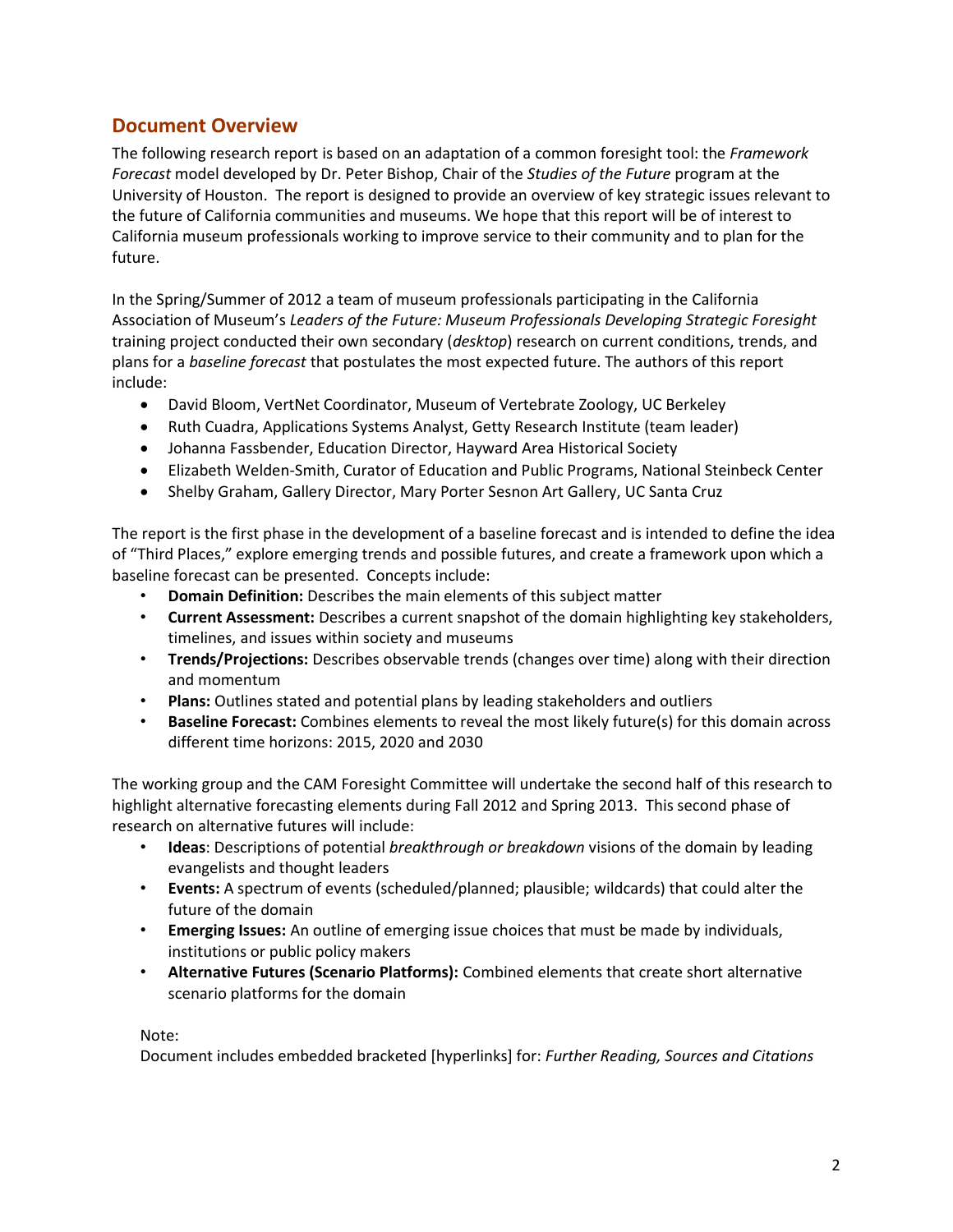## Document Overview

The following research report is based on an adaptation of a common foresight tool: the *Framework Forecast* model developed by Dr. Peter Bishop, Chair of the *Studies of the Future* program at the University of Houston. The report is designed to provide an overview of key strategic issues relevant to the future of California communities and museums. We hope that this report will be of interest to California museum professionals working to improve service to their community and to plan for the future.

In the Spring/Summer of 2012 a team of museum professionals participating in the California Association of Museum's *Leaders of the Future: Museum Professionals Developing Strategic Foresight* training project conducted their own secondary (*desktop*) research on current conditions, trends, and plans for a *baseline forecast* that postulates the most expected future. The authors of this report include:

- David Bloom, VertNet Coordinator, Museum of Vertebrate Zoology, UC Berkeley
- Ruth Cuadra, Applications Systems Analyst, Getty Research Institute (team leader)
- Johanna Fassbender, Education Director, Hayward Area Historical Society
- Elizabeth Welden-Smith, Curator of Education and Public Programs, National Steinbeck Center
- Shelby Graham, Gallery Director, Mary Porter Sesnon Art Gallery, UC Santa Cruz

The report is the first phase in the development of a baseline forecast and is intended to define the idea of "Third Places," explore emerging trends and possible futures, and create a framework upon which a baseline forecast can be presented. Concepts include:

- **Domain Definition:** Describes the main elements of this subject matter
- **Current Assessment:** Describes a current snapshot of the domain highlighting key stakeholders, timelines, and issues within society and museums
- **Trends/Projections:** Describes observable trends (changes over time) along with their direction and momentum
- **Plans:** Outlines stated and potential plans by leading stakeholders and outliers
- **Baseline Forecast:** Combines elements to reveal the most likely future(s) for this domain across different time horizons: 2015, 2020 and 2030

The working group and the CAM Foresight Committee will undertake the second half of this research to highlight alternative forecasting elements during Fall 2012 and Spring 2013. This second phase of research on alternative futures will include:

- **Ideas**: Descriptions of potential *breakthrough or breakdown* visions of the domain by leading evangelists and thought leaders
- **Events:** A spectrum of events (scheduled/planned; plausible; wildcards) that could alter the future of the domain
- **Emerging Issues:** An outline of emerging issue choices that must be made by individuals, institutions or public policy makers
- **Alternative Futures (Scenario Platforms):** Combined elements that create short alternative scenario platforms for the domain

Note:
Document includes embedded bracketed [hyperlinks] for: *Further Reading, Sources and Citations*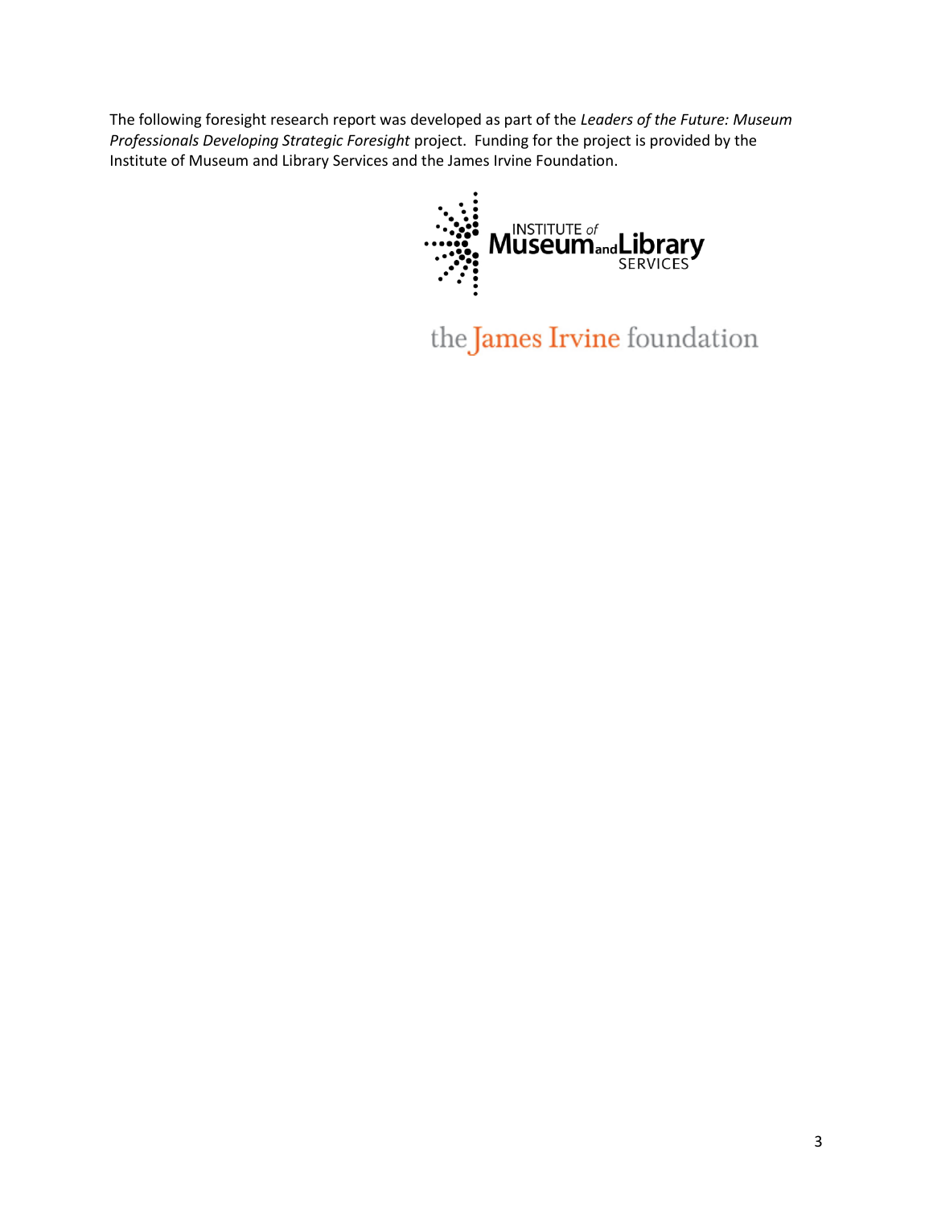The following foresight research report was developed as part of the *Leaders of the Future: Museum Professionals Developing Strategic Foresight* project. Funding for the project is provided by the Institute of Museum and Library Services and the James Irvine Foundation.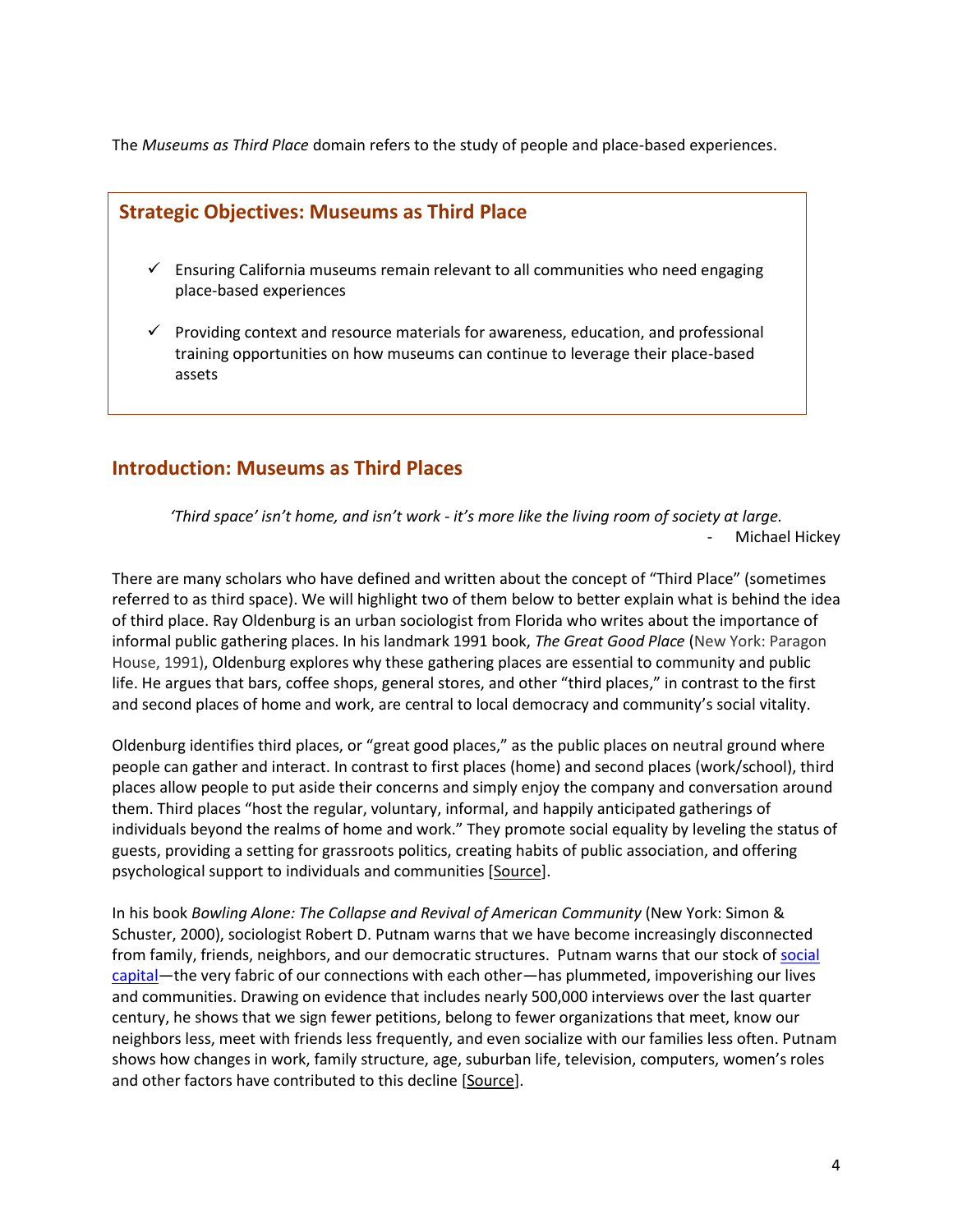The *Museums as Third Place* domain refers to the study of people and place-based experiences.

## Strategic Objectives: Museums as Third Place

- ✓ Ensuring California museums remain relevant to all communities who need engaging place-based experiences
- ✓ Providing context and resource materials for awareness, education, and professional training opportunities on how museums can continue to leverage their place-based assets

## Introduction: Museums as Third Places

> *'Third space' isn't home, and isn't work - it's more like the living room of society at large.*
>
> \- Michael Hickey

There are many scholars who have defined and written about the concept of "Third Place" (sometimes referred to as third space). We will highlight two of them below to better explain what is behind the idea of third place. Ray Oldenburg is an urban sociologist from Florida who writes about the importance of informal public gathering places. In his landmark 1991 book, *The Great Good Place* (New York: Paragon House, 1991), Oldenburg explores why these gathering places are essential to community and public life. He argues that bars, coffee shops, general stores, and other "third places," in contrast to the first and second places of home and work, are central to local democracy and community's social vitality.

Oldenburg identifies third places, or "great good places," as the public places on neutral ground where people can gather and interact. In contrast to first places (home) and second places (work/school), third places allow people to put aside their concerns and simply enjoy the company and conversation around them. Third places "host the regular, voluntary, informal, and happily anticipated gatherings of individuals beyond the realms of home and work." They promote social equality by leveling the status of guests, providing a setting for grassroots politics, creating habits of public association, and offering psychological support to individuals and communities [Source].

In his book *Bowling Alone: The Collapse and Revival of American Community* (New York: Simon & Schuster, 2000), sociologist Robert D. Putnam warns that we have become increasingly disconnected from family, friends, neighbors, and our democratic structures. Putnam warns that our stock of social capital—the very fabric of our connections with each other—has plummeted, impoverishing our lives and communities. Drawing on evidence that includes nearly 500,000 interviews over the last quarter century, he shows that we sign fewer petitions, belong to fewer organizations that meet, know our neighbors less, meet with friends less frequently, and even socialize with our families less often. Putnam shows how changes in work, family structure, age, suburban life, television, computers, women's roles and other factors have contributed to this decline [Source].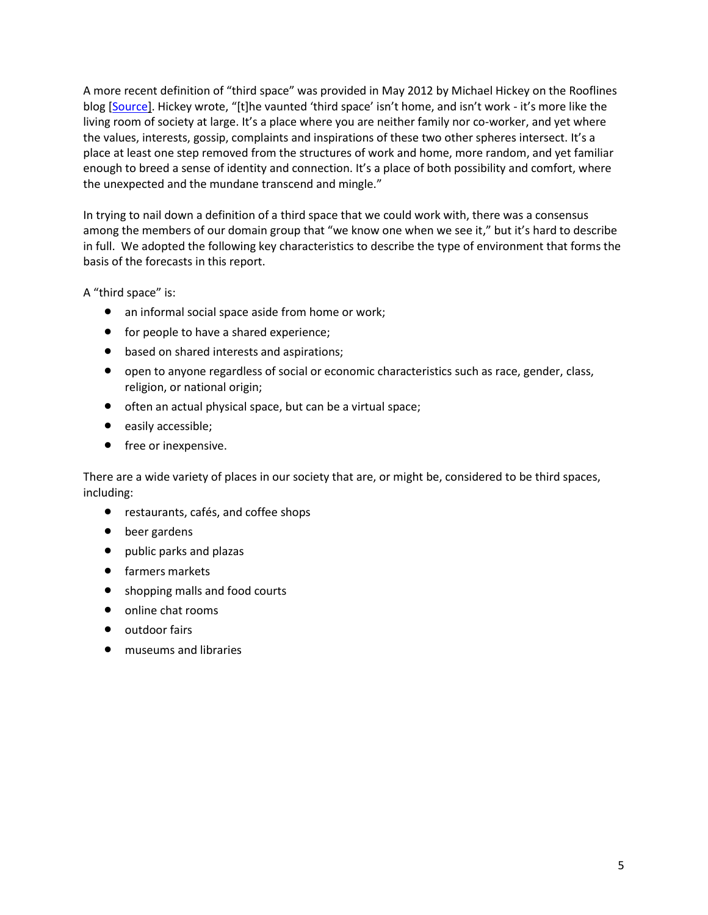A more recent definition of "third space" was provided in May 2012 by Michael Hickey on the Rooflines blog [Source]. Hickey wrote, "[t]he vaunted 'third space' isn't home, and isn't work - it's more like the living room of society at large. It's a place where you are neither family nor co-worker, and yet where the values, interests, gossip, complaints and inspirations of these two other spheres intersect. It's a place at least one step removed from the structures of work and home, more random, and yet familiar enough to breed a sense of identity and connection. It's a place of both possibility and comfort, where the unexpected and the mundane transcend and mingle."

In trying to nail down a definition of a third space that we could work with, there was a consensus among the members of our domain group that "we know one when we see it," but it's hard to describe in full. We adopted the following key characteristics to describe the type of environment that forms the basis of the forecasts in this report.

A "third space" is:

- an informal social space aside from home or work;
- for people to have a shared experience;
- based on shared interests and aspirations;
- open to anyone regardless of social or economic characteristics such as race, gender, class, religion, or national origin;
- often an actual physical space, but can be a virtual space;
- easily accessible;
- free or inexpensive.

There are a wide variety of places in our society that are, or might be, considered to be third spaces, including:

- restaurants, cafés, and coffee shops
- beer gardens
- public parks and plazas
- farmers markets
- shopping malls and food courts
- online chat rooms
- outdoor fairs
- museums and libraries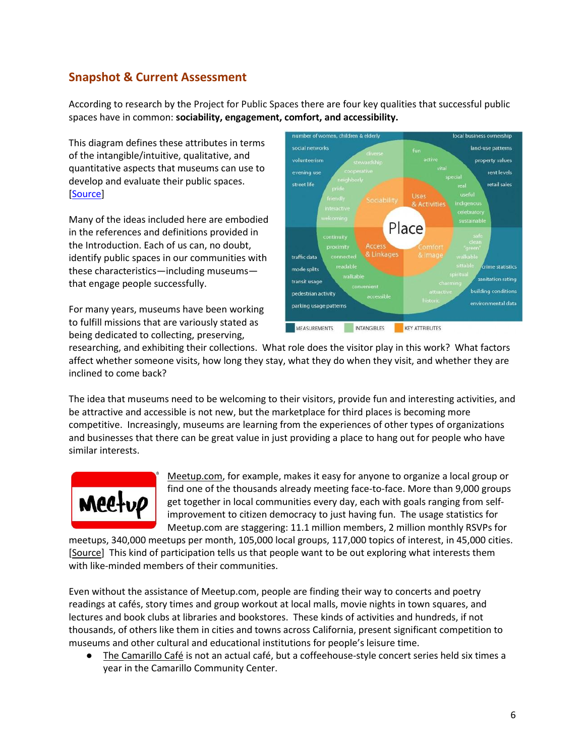## Snapshot & Current Assessment

According to research by the Project for Public Spaces there are four key qualities that successful public spaces have in common: **sociability, engagement, comfort, and accessibility.**

This diagram defines these attributes in terms of the intangible/intuitive, qualitative, and quantitative aspects that museums can use to develop and evaluate their public spaces. [Source]

Many of the ideas included here are embodied in the references and definitions provided in the Introduction. Each of us can, no doubt, identify public spaces in our communities with these characteristics—including museums—that engage people successfully.

For many years, museums have been working to fulfill missions that are variously stated as being dedicated to collecting, preserving, researching, and exhibiting their collections. What role does the visitor play in this work? What factors affect whether someone visits, how long they stay, what they do when they visit, and whether they are inclined to come back?

The idea that museums need to be welcoming to their visitors, provide fun and interesting activities, and be attractive and accessible is not new, but the marketplace for third places is becoming more competitive. Increasingly, museums are learning from the experiences of other types of organizations and businesses that there can be great value in just providing a place to hang out for people who have similar interests.

Meetup.com, for example, makes it easy for anyone to organize a local group or find one of the thousands already meeting face-to-face. More than 9,000 groups get together in local communities every day, each with goals ranging from self-improvement to citizen democracy to just having fun. The usage statistics for Meetup.com are staggering: 11.1 million members, 2 million monthly RSVPs for meetups, 340,000 meetups per month, 105,000 local groups, 117,000 topics of interest, in 45,000 cities. [Source] This kind of participation tells us that people want to be out exploring what interests them with like-minded members of their communities.

Even without the assistance of Meetup.com, people are finding their way to concerts and poetry readings at cafés, story times and group workout at local malls, movie nights in town squares, and lectures and book clubs at libraries and bookstores. These kinds of activities and hundreds, if not thousands, of others like them in cities and towns across California, present significant competition to museums and other cultural and educational institutions for people's leisure time.

- The Camarillo Café is not an actual café, but a coffeehouse-style concert series held six times a year in the Camarillo Community Center.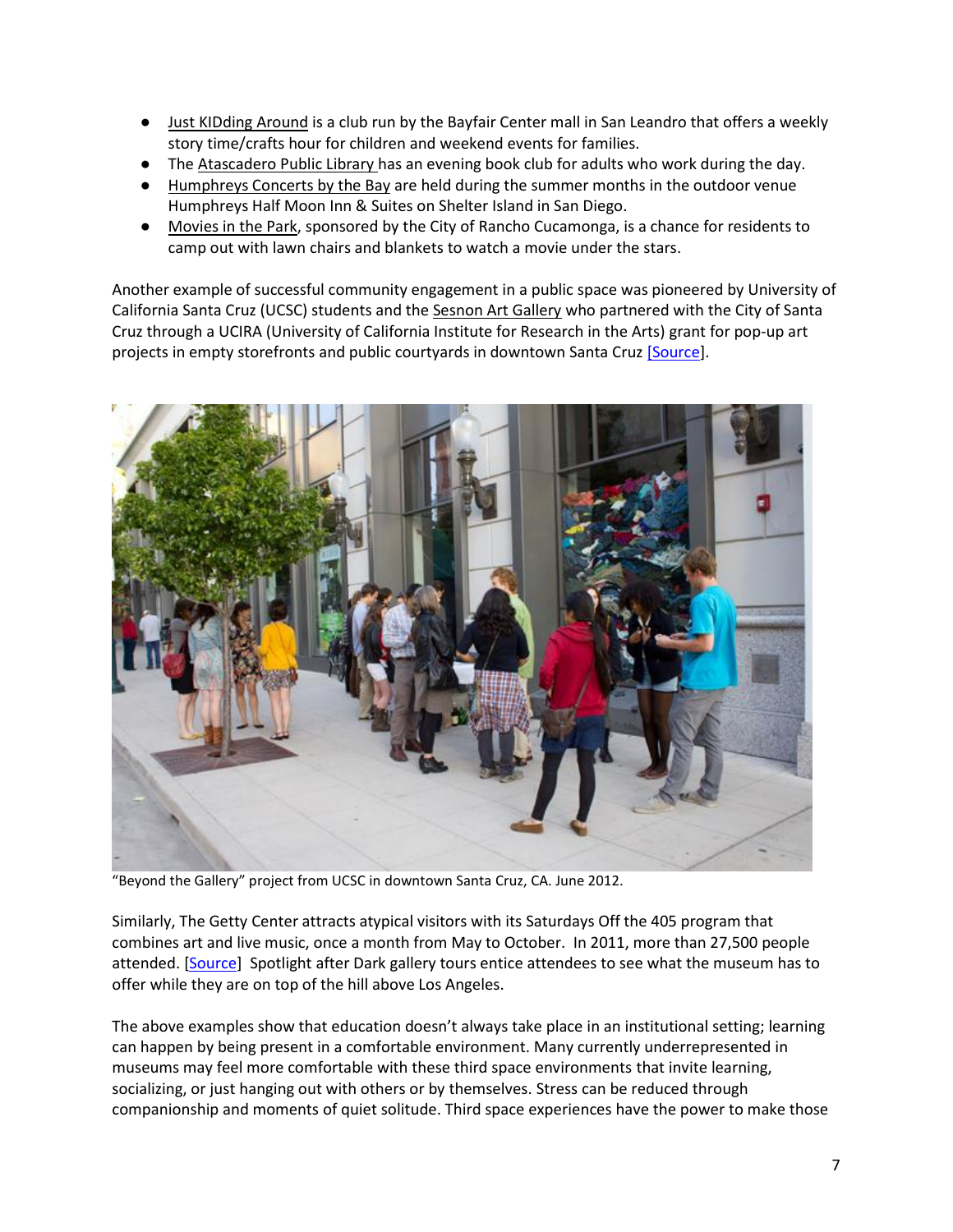- Just KIDding Around is a club run by the Bayfair Center mall in San Leandro that offers a weekly story time/crafts hour for children and weekend events for families.
- The Atascadero Public Library has an evening book club for adults who work during the day.
- Humphreys Concerts by the Bay are held during the summer months in the outdoor venue Humphreys Half Moon Inn & Suites on Shelter Island in San Diego.
- Movies in the Park, sponsored by the City of Rancho Cucamonga, is a chance for residents to camp out with lawn chairs and blankets to watch a movie under the stars.

Another example of successful community engagement in a public space was pioneered by University of California Santa Cruz (UCSC) students and the Sesnon Art Gallery who partnered with the City of Santa Cruz through a UCIRA (University of California Institute for Research in the Arts) grant for pop-up art projects in empty storefronts and public courtyards in downtown Santa Cruz [Source].

"Beyond the Gallery" project from UCSC in downtown Santa Cruz, CA. June 2012.

Similarly, The Getty Center attracts atypical visitors with its Saturdays Off the 405 program that combines art and live music, once a month from May to October. In 2011, more than 27,500 people attended. [Source] Spotlight after Dark gallery tours entice attendees to see what the museum has to offer while they are on top of the hill above Los Angeles.

The above examples show that education doesn't always take place in an institutional setting; learning can happen by being present in a comfortable environment. Many currently underrepresented in museums may feel more comfortable with these third space environments that invite learning, socializing, or just hanging out with others or by themselves. Stress can be reduced through companionship and moments of quiet solitude. Third space experiences have the power to make those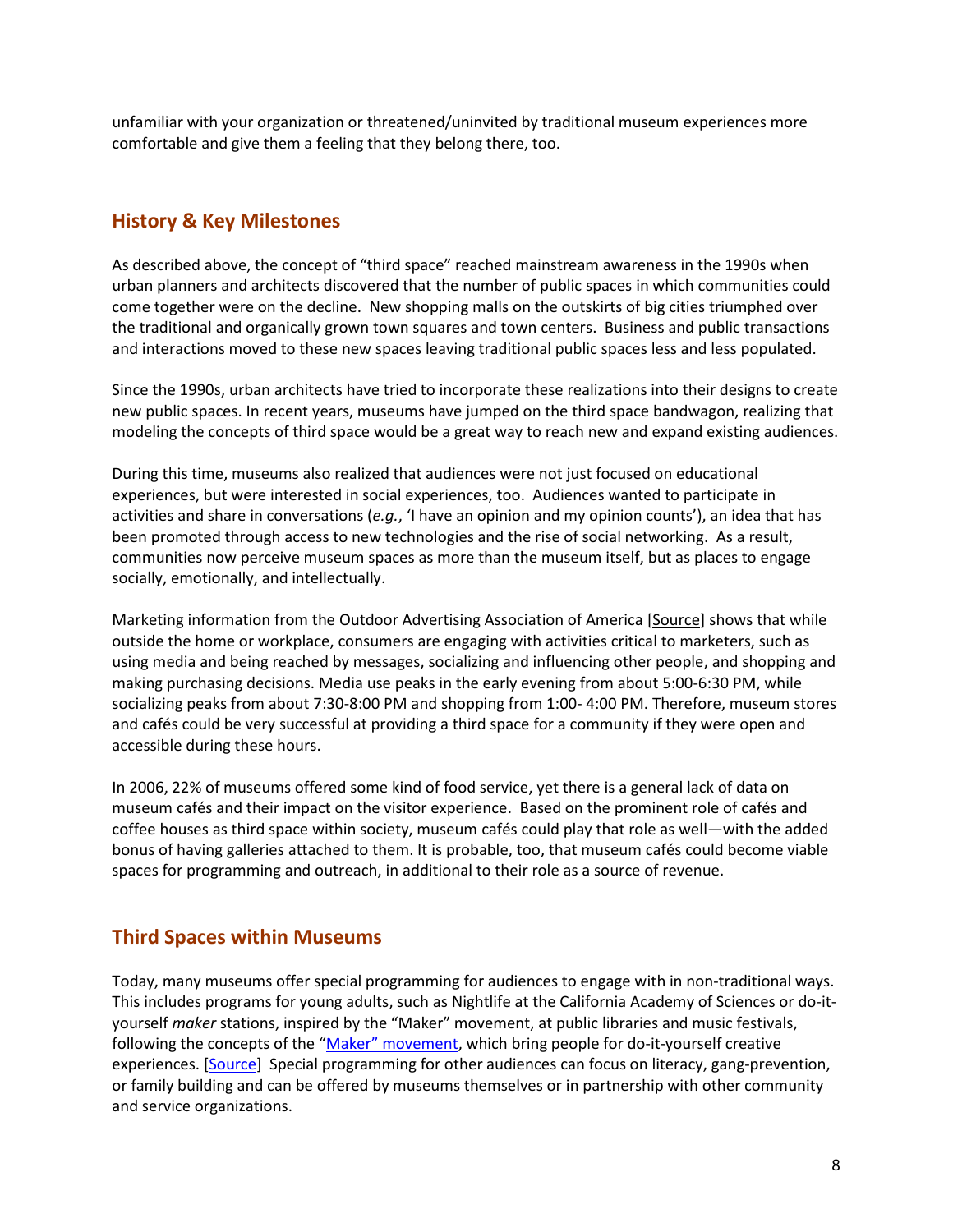unfamiliar with your organization or threatened/uninvited by traditional museum experiences more comfortable and give them a feeling that they belong there, too.

## History & Key Milestones

As described above, the concept of "third space" reached mainstream awareness in the 1990s when urban planners and architects discovered that the number of public spaces in which communities could come together were on the decline. New shopping malls on the outskirts of big cities triumphed over the traditional and organically grown town squares and town centers. Business and public transactions and interactions moved to these new spaces leaving traditional public spaces less and less populated.

Since the 1990s, urban architects have tried to incorporate these realizations into their designs to create new public spaces. In recent years, museums have jumped on the third space bandwagon, realizing that modeling the concepts of third space would be a great way to reach new and expand existing audiences.

During this time, museums also realized that audiences were not just focused on educational experiences, but were interested in social experiences, too. Audiences wanted to participate in activities and share in conversations (*e.g.*, 'I have an opinion and my opinion counts'), an idea that has been promoted through access to new technologies and the rise of social networking. As a result, communities now perceive museum spaces as more than the museum itself, but as places to engage socially, emotionally, and intellectually.

Marketing information from the Outdoor Advertising Association of America [Source] shows that while outside the home or workplace, consumers are engaging with activities critical to marketers, such as using media and being reached by messages, socializing and influencing other people, and shopping and making purchasing decisions. Media use peaks in the early evening from about 5:00-6:30 PM, while socializing peaks from about 7:30-8:00 PM and shopping from 1:00- 4:00 PM. Therefore, museum stores and cafés could be very successful at providing a third space for a community if they were open and accessible during these hours.

In 2006, 22% of museums offered some kind of food service, yet there is a general lack of data on museum cafés and their impact on the visitor experience. Based on the prominent role of cafés and coffee houses as third space within society, museum cafés could play that role as well—with the added bonus of having galleries attached to them. It is probable, too, that museum cafés could become viable spaces for programming and outreach, in additional to their role as a source of revenue.

## Third Spaces within Museums

Today, many museums offer special programming for audiences to engage with in non-traditional ways. This includes programs for young adults, such as Nightlife at the California Academy of Sciences or do-it-yourself *maker* stations, inspired by the "Maker" movement, at public libraries and music festivals, following the concepts of the "Maker" movement, which bring people for do-it-yourself creative experiences. [Source] Special programming for other audiences can focus on literacy, gang-prevention, or family building and can be offered by museums themselves or in partnership with other community and service organizations.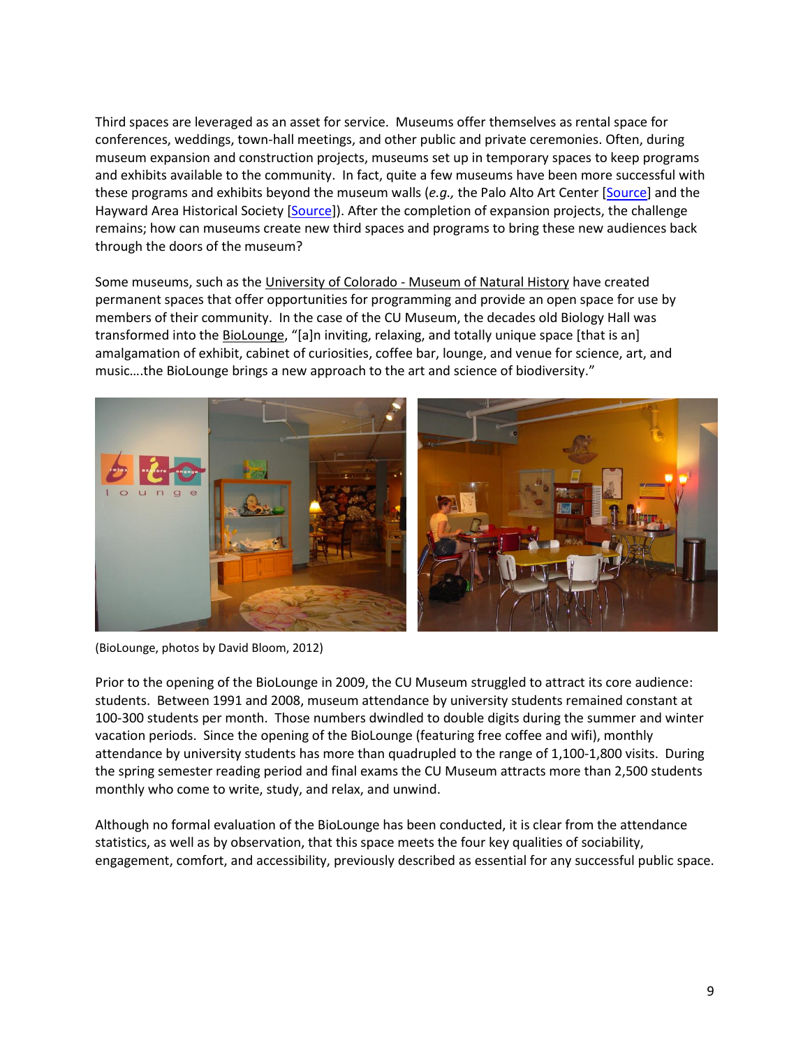Third spaces are leveraged as an asset for service. Museums offer themselves as rental space for conferences, weddings, town-hall meetings, and other public and private ceremonies. Often, during museum expansion and construction projects, museums set up in temporary spaces to keep programs and exhibits available to the community. In fact, quite a few museums have been more successful with these programs and exhibits beyond the museum walls (*e.g.,* the Palo Alto Art Center [Source] and the Hayward Area Historical Society [Source]). After the completion of expansion projects, the challenge remains; how can museums create new third spaces and programs to bring these new audiences back through the doors of the museum?

Some museums, such as the University of Colorado - Museum of Natural History have created permanent spaces that offer opportunities for programming and provide an open space for use by members of their community. In the case of the CU Museum, the decades old Biology Hall was transformed into the BioLounge, "[a]n inviting, relaxing, and totally unique space [that is an] amalgamation of exhibit, cabinet of curiosities, coffee bar, lounge, and venue for science, art, and music….the BioLounge brings a new approach to the art and science of biodiversity."

(BioLounge, photos by David Bloom, 2012)

Prior to the opening of the BioLounge in 2009, the CU Museum struggled to attract its core audience: students. Between 1991 and 2008, museum attendance by university students remained constant at 100-300 students per month. Those numbers dwindled to double digits during the summer and winter vacation periods. Since the opening of the BioLounge (featuring free coffee and wifi), monthly attendance by university students has more than quadrupled to the range of 1,100-1,800 visits. During the spring semester reading period and final exams the CU Museum attracts more than 2,500 students monthly who come to write, study, and relax, and unwind.

Although no formal evaluation of the BioLounge has been conducted, it is clear from the attendance statistics, as well as by observation, that this space meets the four key qualities of sociability, engagement, comfort, and accessibility, previously described as essential for any successful public space.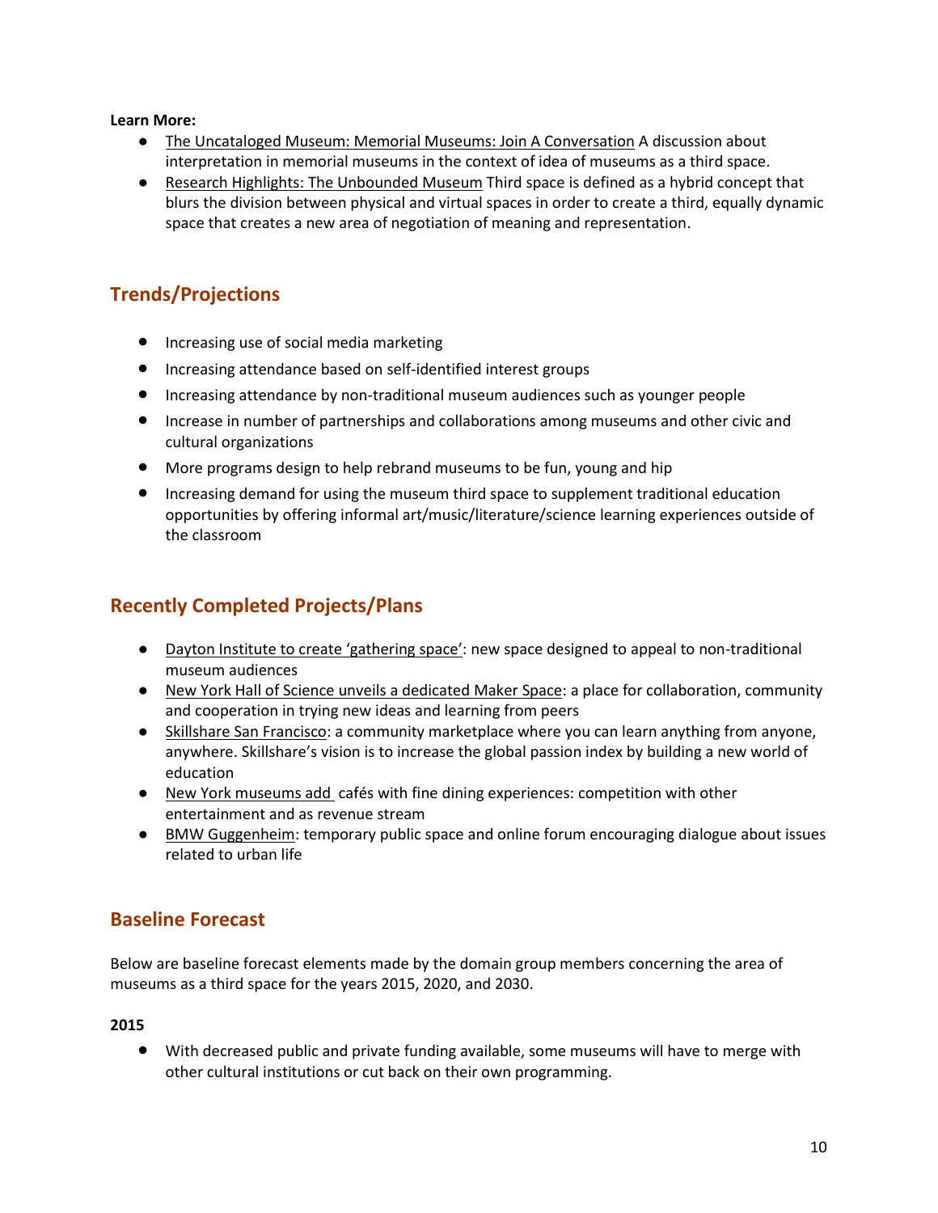**Learn More:**

- The Uncataloged Museum: Memorial Museums: Join A Conversation A discussion about interpretation in memorial museums in the context of idea of museums as a third space.
- Research Highlights: The Unbounded Museum Third space is defined as a hybrid concept that blurs the division between physical and virtual spaces in order to create a third, equally dynamic space that creates a new area of negotiation of meaning and representation.

## Trends/Projections

- Increasing use of social media marketing
- Increasing attendance based on self-identified interest groups
- Increasing attendance by non-traditional museum audiences such as younger people
- Increase in number of partnerships and collaborations among museums and other civic and cultural organizations
- More programs design to help rebrand museums to be fun, young and hip
- Increasing demand for using the museum third space to supplement traditional education opportunities by offering informal art/music/literature/science learning experiences outside of the classroom

## Recently Completed Projects/Plans

- Dayton Institute to create 'gathering space': new space designed to appeal to non-traditional museum audiences
- New York Hall of Science unveils a dedicated Maker Space: a place for collaboration, community and cooperation in trying new ideas and learning from peers
- Skillshare San Francisco: a community marketplace where you can learn anything from anyone, anywhere. Skillshare's vision is to increase the global passion index by building a new world of education
- New York museums add cafés with fine dining experiences: competition with other entertainment and as revenue stream
- BMW Guggenheim: temporary public space and online forum encouraging dialogue about issues related to urban life

## Baseline Forecast

Below are baseline forecast elements made by the domain group members concerning the area of museums as a third space for the years 2015, 2020, and 2030.

**2015**

- With decreased public and private funding available, some museums will have to merge with other cultural institutions or cut back on their own programming.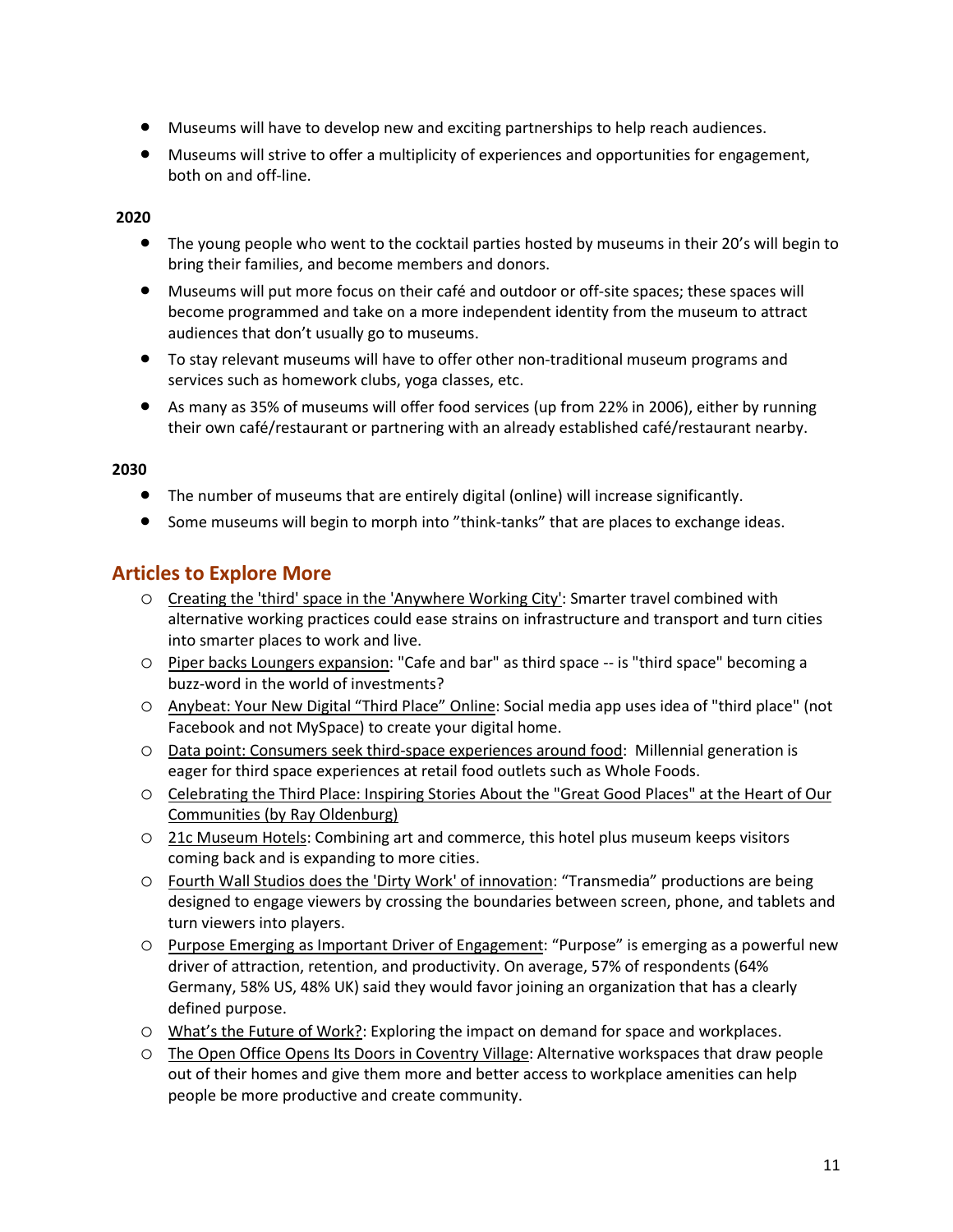- Museums will have to develop new and exciting partnerships to help reach audiences.
- Museums will strive to offer a multiplicity of experiences and opportunities for engagement, both on and off-line.

**2020**

- The young people who went to the cocktail parties hosted by museums in their 20's will begin to bring their families, and become members and donors.
- Museums will put more focus on their café and outdoor or off-site spaces; these spaces will become programmed and take on a more independent identity from the museum to attract audiences that don't usually go to museums.
- To stay relevant museums will have to offer other non-traditional museum programs and services such as homework clubs, yoga classes, etc.
- As many as 35% of museums will offer food services (up from 22% in 2006), either by running their own café/restaurant or partnering with an already established café/restaurant nearby.

**2030**

- The number of museums that are entirely digital (online) will increase significantly.
- Some museums will begin to morph into "think-tanks" that are places to exchange ideas.

## Articles to Explore More

- Creating the 'third' space in the 'Anywhere Working City': Smarter travel combined with alternative working practices could ease strains on infrastructure and transport and turn cities into smarter places to work and live.
- Piper backs Loungers expansion: "Cafe and bar" as third space -- is "third space" becoming a buzz-word in the world of investments?
- Anybeat: Your New Digital "Third Place" Online: Social media app uses idea of "third place" (not Facebook and not MySpace) to create your digital home.
- Data point: Consumers seek third-space experiences around food: Millennial generation is eager for third space experiences at retail food outlets such as Whole Foods.
- Celebrating the Third Place: Inspiring Stories About the "Great Good Places" at the Heart of Our Communities (by Ray Oldenburg)
- 21c Museum Hotels: Combining art and commerce, this hotel plus museum keeps visitors coming back and is expanding to more cities.
- Fourth Wall Studios does the 'Dirty Work' of innovation: "Transmedia" productions are being designed to engage viewers by crossing the boundaries between screen, phone, and tablets and turn viewers into players.
- Purpose Emerging as Important Driver of Engagement: "Purpose" is emerging as a powerful new driver of attraction, retention, and productivity. On average, 57% of respondents (64% Germany, 58% US, 48% UK) said they would favor joining an organization that has a clearly defined purpose.
- What's the Future of Work?: Exploring the impact on demand for space and workplaces.
- The Open Office Opens Its Doors in Coventry Village: Alternative workspaces that draw people out of their homes and give them more and better access to workplace amenities can help people be more productive and create community.